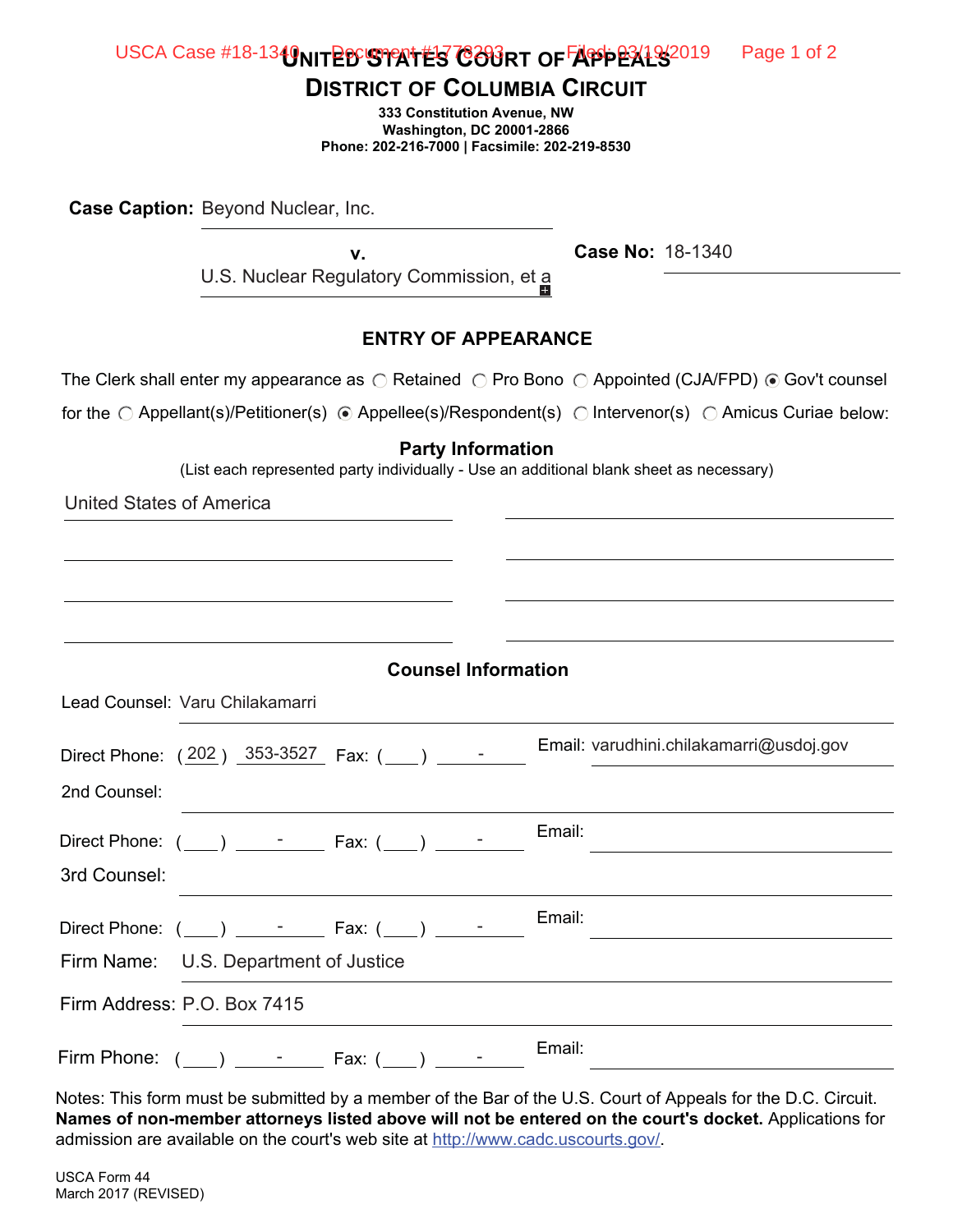# UNITED STATES COURT OF APPEALS
## DISTRICT OF COLUMBIA CIRCUIT

**333 Constitution Avenue, NW**
**Washington, DC 20001-2866**
**Phone: 202-216-7000 | Facsimile: 202-219-8530**

**Case Caption:** Beyond Nuclear, Inc.

**v.**

U.S. Nuclear Regulatory Commission, et a

**Case No:** 18-1340

### ENTRY OF APPEARANCE

The Clerk shall enter my appearance as ○ Retained ○ Pro Bono ○ Appointed (CJA/FPD) ◉ Gov't counsel

for the ○ Appellant(s)/Petitioner(s) ◉ Appellee(s)/Respondent(s) ○ Intervenor(s) ○ Amicus Curiae below:

### Party Information

(List each represented party individually - Use an additional blank sheet as necessary)

United States of America

### Counsel Information

Lead Counsel: Varu Chilakamarri

Direct Phone: (202) 353-3527 Fax: ( ) - Email: varudhini.chilakamarri@usdoj.gov

2nd Counsel:

Direct Phone: ( ) - Fax: ( ) - Email:

3rd Counsel:

Direct Phone: ( ) - Fax: ( ) - Email:

Firm Name: U.S. Department of Justice

Firm Address: P.O. Box 7415

Firm Phone: ( ) - Fax: ( ) - Email:

Notes: This form must be submitted by a member of the Bar of the U.S. Court of Appeals for the D.C. Circuit. **Names of non-member attorneys listed above will not be entered on the court's docket.** Applications for admission are available on the court's web site at http://www.cadc.uscourts.gov/.

USCA Form 44
March 2017 (REVISED)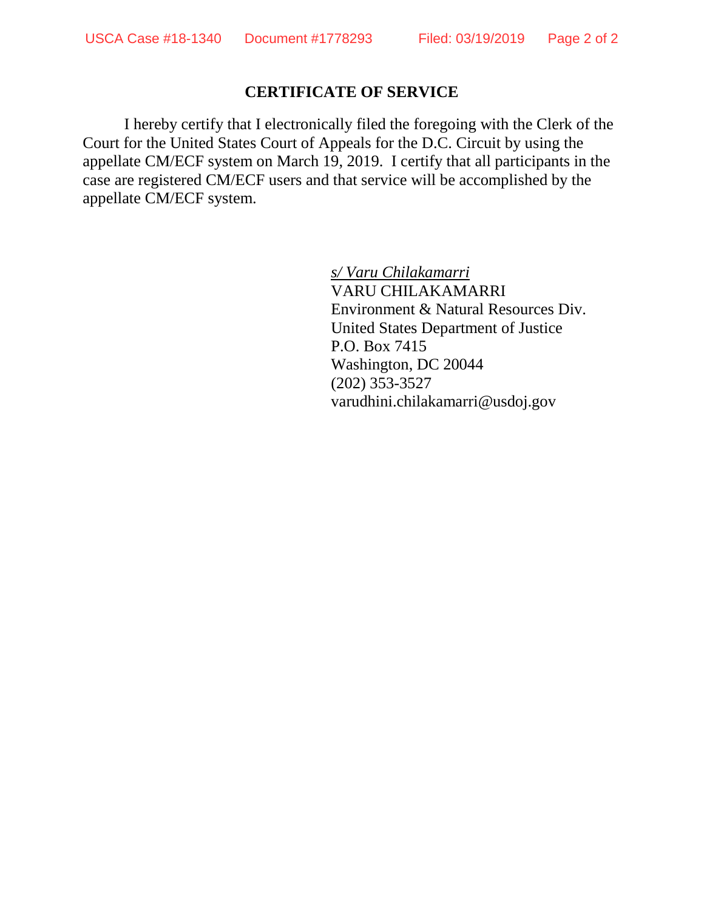**CERTIFICATE OF SERVICE**

I hereby certify that I electronically filed the foregoing with the Clerk of the Court for the United States Court of Appeals for the D.C. Circuit by using the appellate CM/ECF system on March 19, 2019. I certify that all participants in the case are registered CM/ECF users and that service will be accomplished by the appellate CM/ECF system.

*s/ Varu Chilakamarri*
VARU CHILAKAMARRI
Environment & Natural Resources Div.
United States Department of Justice
P.O. Box 7415
Washington, DC 20044
(202) 353-3527
varudhini.chilakamarri@usdoj.gov